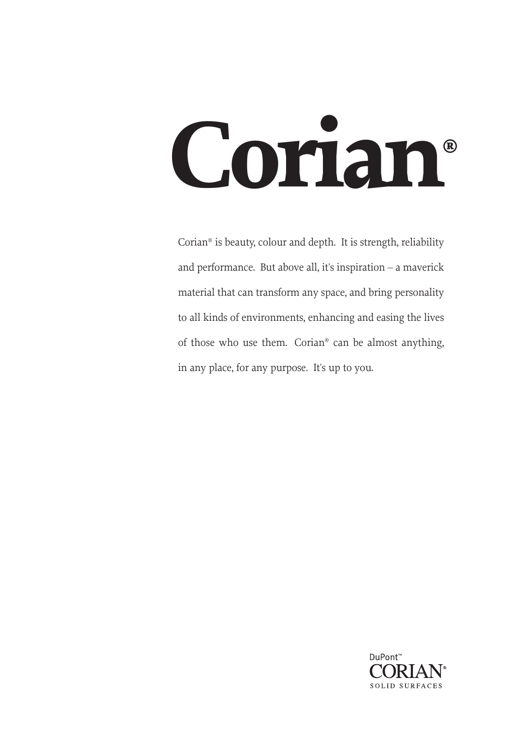# Corian®

Corian® is beauty, colour and depth. It is strength, reliability and performance. But above all, it's inspiration – a maverick material that can transform any space, and bring personality to all kinds of environments, enhancing and easing the lives of those who use them. Corian® can be almost anything, in any place, for any purpose. It's up to you.

DuPont™
CORIAN®
SOLID SURFACES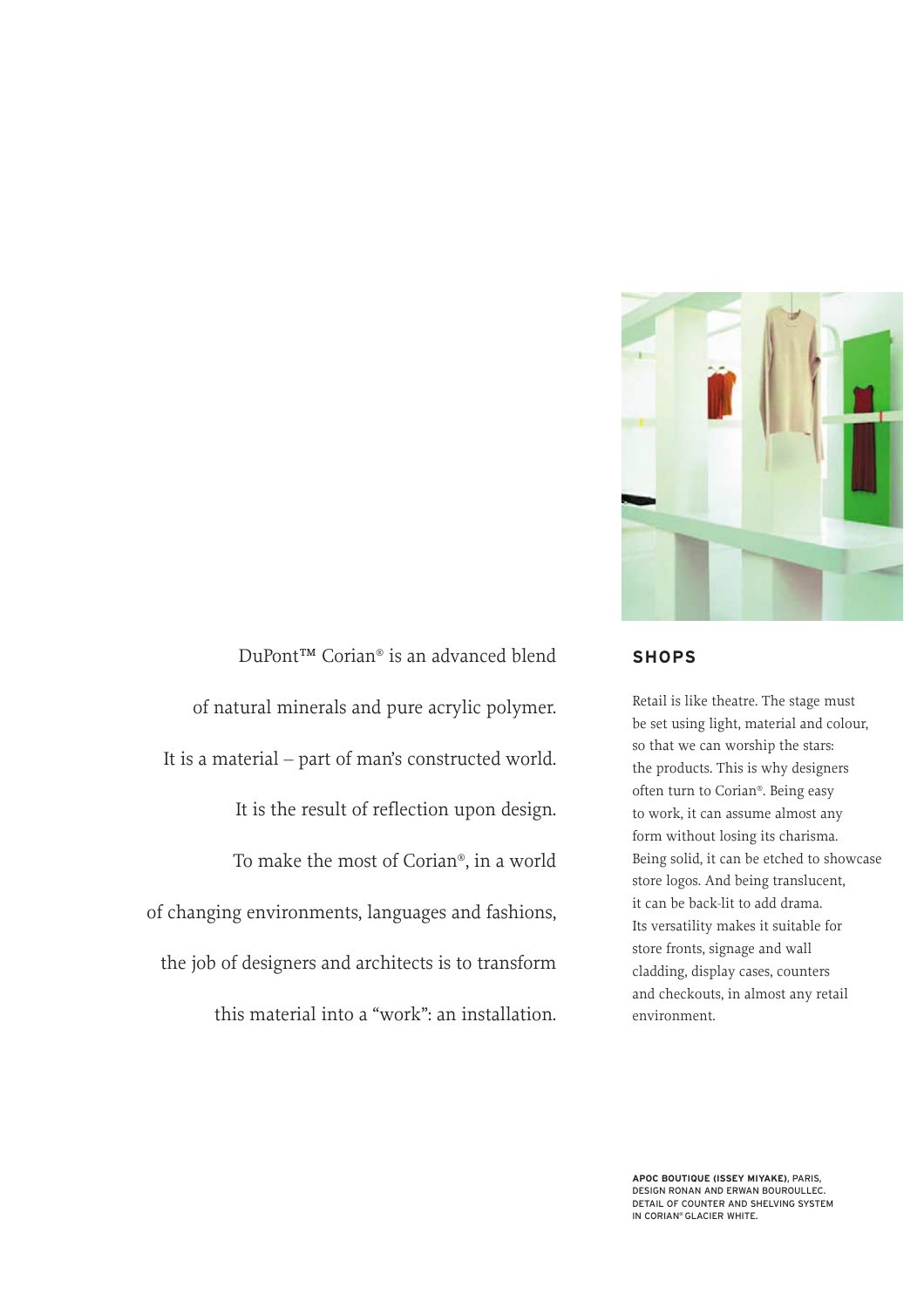DuPont™ Corian® is an advanced blend

of natural minerals and pure acrylic polymer.

It is a material – part of man's constructed world.

It is the result of reflection upon design.

To make the most of Corian®, in a world

of changing environments, languages and fashions,

the job of designers and architects is to transform

this material into a "work": an installation.

## SHOPS

Retail is like theatre. The stage must be set using light, material and colour, so that we can worship the stars: the products. This is why designers often turn to Corian®. Being easy to work, it can assume almost any form without losing its charisma. Being solid, it can be etched to showcase store logos. And being translucent, it can be back-lit to add drama. Its versatility makes it suitable for store fronts, signage and wall cladding, display cases, counters and checkouts, in almost any retail environment.

**APOC BOUTIQUE (ISSEY MIYAKE),** PARIS, DESIGN RONAN AND ERWAN BOUROULLEC. DETAIL OF COUNTER AND SHELVING SYSTEM IN CORIAN® GLACIER WHITE.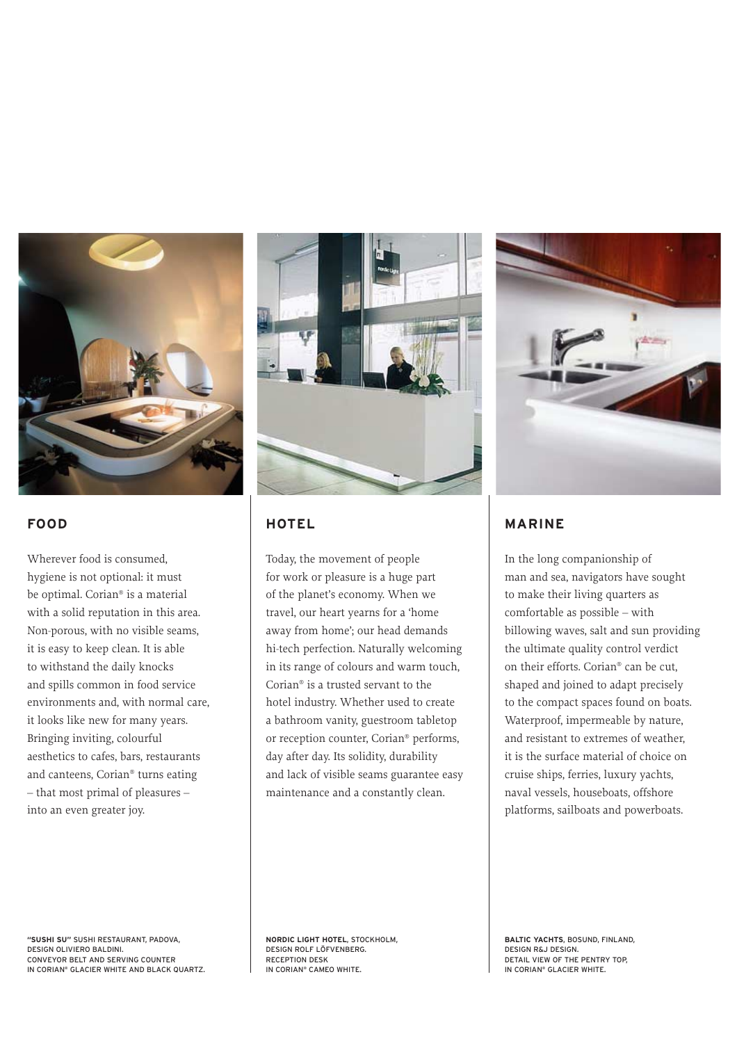## FOOD

Wherever food is consumed, hygiene is not optional: it must be optimal. Corian® is a material with a solid reputation in this area. Non-porous, with no visible seams, it is easy to keep clean. It is able to withstand the daily knocks and spills common in food service environments and, with normal care, it looks like new for many years. Bringing inviting, colourful aesthetics to cafes, bars, restaurants and canteens, Corian® turns eating – that most primal of pleasures – into an even greater joy.

**"SUSHI SU"** SUSHI RESTAURANT, PADOVA,
DESIGN OLIVIERO BALDINI.
CONVEYOR BELT AND SERVING COUNTER
IN CORIAN® GLACIER WHITE AND BLACK QUARTZ.

## HOTEL

Today, the movement of people for work or pleasure is a huge part of the planet's economy. When we travel, our heart yearns for a 'home away from home'; our head demands hi-tech perfection. Naturally welcoming in its range of colours and warm touch, Corian® is a trusted servant to the hotel industry. Whether used to create a bathroom vanity, guestroom tabletop or reception counter, Corian® performs, day after day. Its solidity, durability and lack of visible seams guarantee easy maintenance and a constantly clean.

**NORDIC LIGHT HOTEL**, STOCKHOLM,
DESIGN ROLF LÖFVENBERG.
RECEPTION DESK
IN CORIAN® CAMEO WHITE.

## MARINE

In the long companionship of man and sea, navigators have sought to make their living quarters as comfortable as possible – with billowing waves, salt and sun providing the ultimate quality control verdict on their efforts. Corian® can be cut, shaped and joined to adapt precisely to the compact spaces found on boats. Waterproof, impermeable by nature, and resistant to extremes of weather, it is the surface material of choice on cruise ships, ferries, luxury yachts, naval vessels, houseboats, offshore platforms, sailboats and powerboats.

**BALTIC YACHTS**, BOSUND, FINLAND,
DESIGN R&J DESIGN.
DETAIL VIEW OF THE PENTRY TOP,
IN CORIAN® GLACIER WHITE.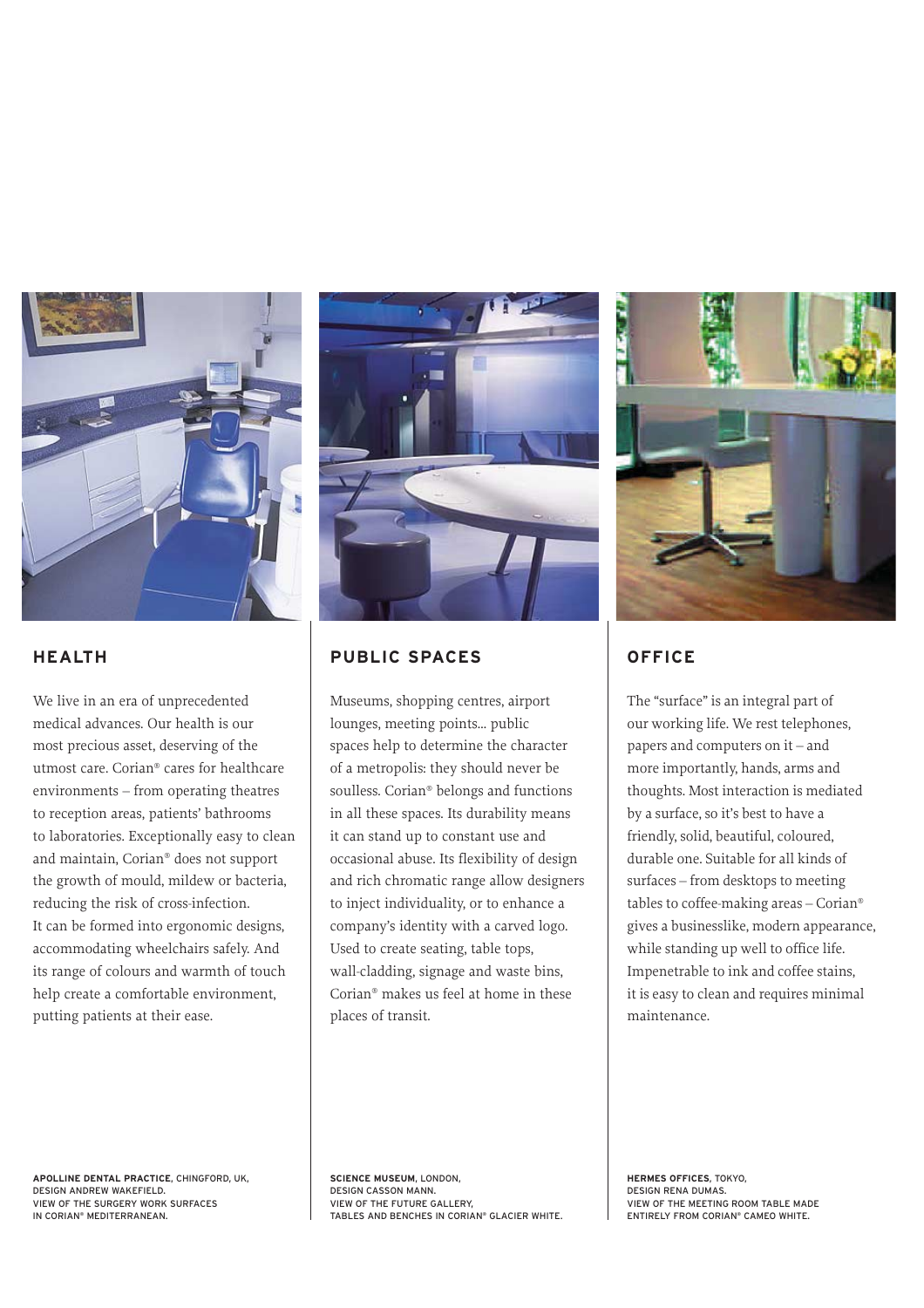## HEALTH

We live in an era of unprecedented medical advances. Our health is our most precious asset, deserving of the utmost care. Corian® cares for healthcare environments – from operating theatres to reception areas, patients' bathrooms to laboratories. Exceptionally easy to clean and maintain, Corian® does not support the growth of mould, mildew or bacteria, reducing the risk of cross-infection. It can be formed into ergonomic designs, accommodating wheelchairs safely. And its range of colours and warmth of touch help create a comfortable environment, putting patients at their ease.

**APOLLINE DENTAL PRACTICE**, CHINGFORD, UK, DESIGN ANDREW WAKEFIELD. VIEW OF THE SURGERY WORK SURFACES IN CORIAN® MEDITERRANEAN.

## PUBLIC SPACES

Museums, shopping centres, airport lounges, meeting points... public spaces help to determine the character of a metropolis: they should never be soulless. Corian® belongs and functions in all these spaces. Its durability means it can stand up to constant use and occasional abuse. Its flexibility of design and rich chromatic range allow designers to inject individuality, or to enhance a company's identity with a carved logo. Used to create seating, table tops, wall-cladding, signage and waste bins, Corian® makes us feel at home in these places of transit.

**SCIENCE MUSEUM**, LONDON, DESIGN CASSON MANN. VIEW OF THE FUTURE GALLERY, TABLES AND BENCHES IN CORIAN® GLACIER WHITE.

## OFFICE

The "surface" is an integral part of our working life. We rest telephones, papers and computers on it – and more importantly, hands, arms and thoughts. Most interaction is mediated by a surface, so it's best to have a friendly, solid, beautiful, coloured, durable one. Suitable for all kinds of surfaces – from desktops to meeting tables to coffee-making areas – Corian® gives a businesslike, modern appearance, while standing up well to office life. Impenetrable to ink and coffee stains, it is easy to clean and requires minimal maintenance.

**HERMES OFFICES**, TOKYO, DESIGN RENA DUMAS. VIEW OF THE MEETING ROOM TABLE MADE ENTIRELY FROM CORIAN® CAMEO WHITE.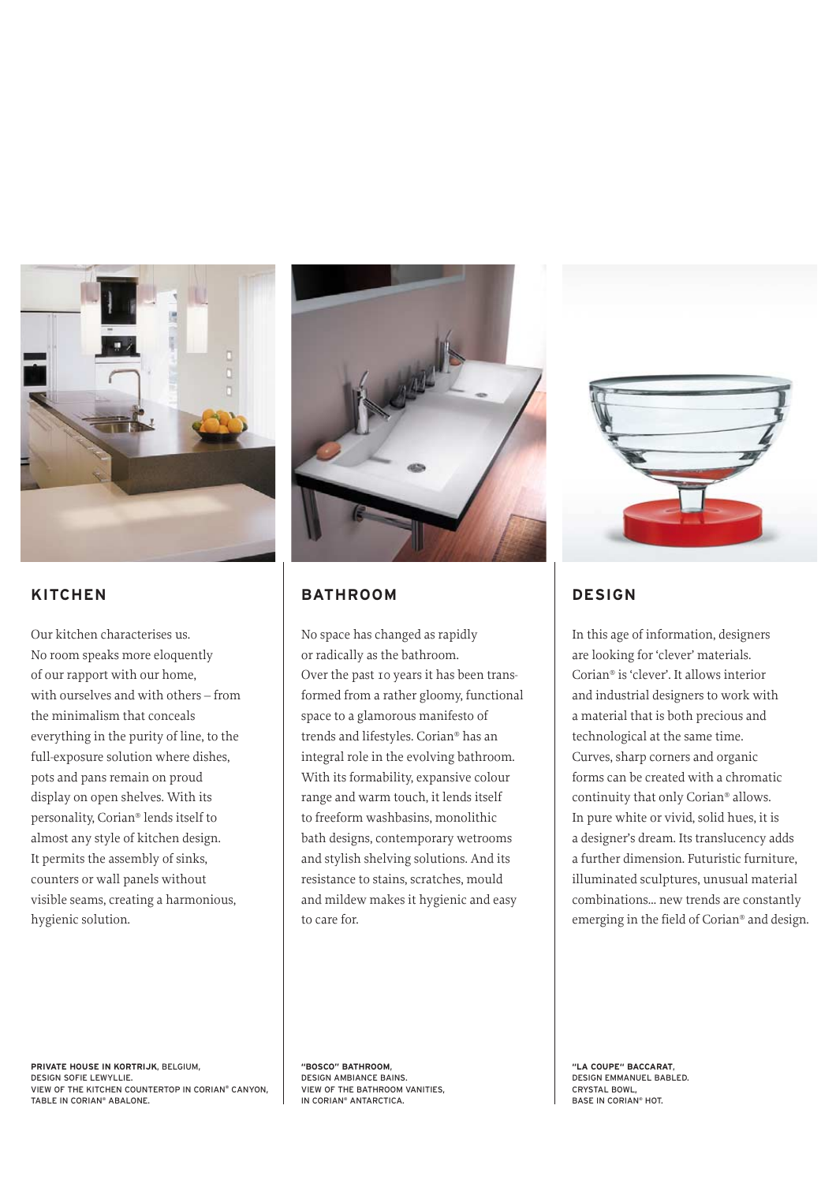## KITCHEN

Our kitchen characterises us. No room speaks more eloquently of our rapport with our home, with ourselves and with others – from the minimalism that conceals everything in the purity of line, to the full-exposure solution where dishes, pots and pans remain on proud display on open shelves. With its personality, Corian® lends itself to almost any style of kitchen design. It permits the assembly of sinks, counters or wall panels without visible seams, creating a harmonious, hygienic solution.

**PRIVATE HOUSE IN KORTRIJK**, BELGIUM, DESIGN SOFIE LEWYLLIE. VIEW OF THE KITCHEN COUNTERTOP IN CORIAN® CANYON, TABLE IN CORIAN® ABALONE.

## BATHROOM

No space has changed as rapidly or radically as the bathroom. Over the past 10 years it has been transformed from a rather gloomy, functional space to a glamorous manifesto of trends and lifestyles. Corian® has an integral role in the evolving bathroom. With its formability, expansive colour range and warm touch, it lends itself to freeform washbasins, monolithic bath designs, contemporary wetrooms and stylish shelving solutions. And its resistance to stains, scratches, mould and mildew makes it hygienic and easy to care for.

**"BOSCO" BATHROOM**, DESIGN AMBIANCE BAINS. VIEW OF THE BATHROOM VANITIES, IN CORIAN® ANTARCTICA.

## DESIGN

In this age of information, designers are looking for 'clever' materials. Corian® is 'clever'. It allows interior and industrial designers to work with a material that is both precious and technological at the same time. Curves, sharp corners and organic forms can be created with a chromatic continuity that only Corian® allows. In pure white or vivid, solid hues, it is a designer's dream. Its translucency adds a further dimension. Futuristic furniture, illuminated sculptures, unusual material combinations... new trends are constantly emerging in the field of Corian® and design.

**"LA COUPE" BACCARAT**, DESIGN EMMANUEL BABLED. CRYSTAL BOWL, BASE IN CORIAN® HOT.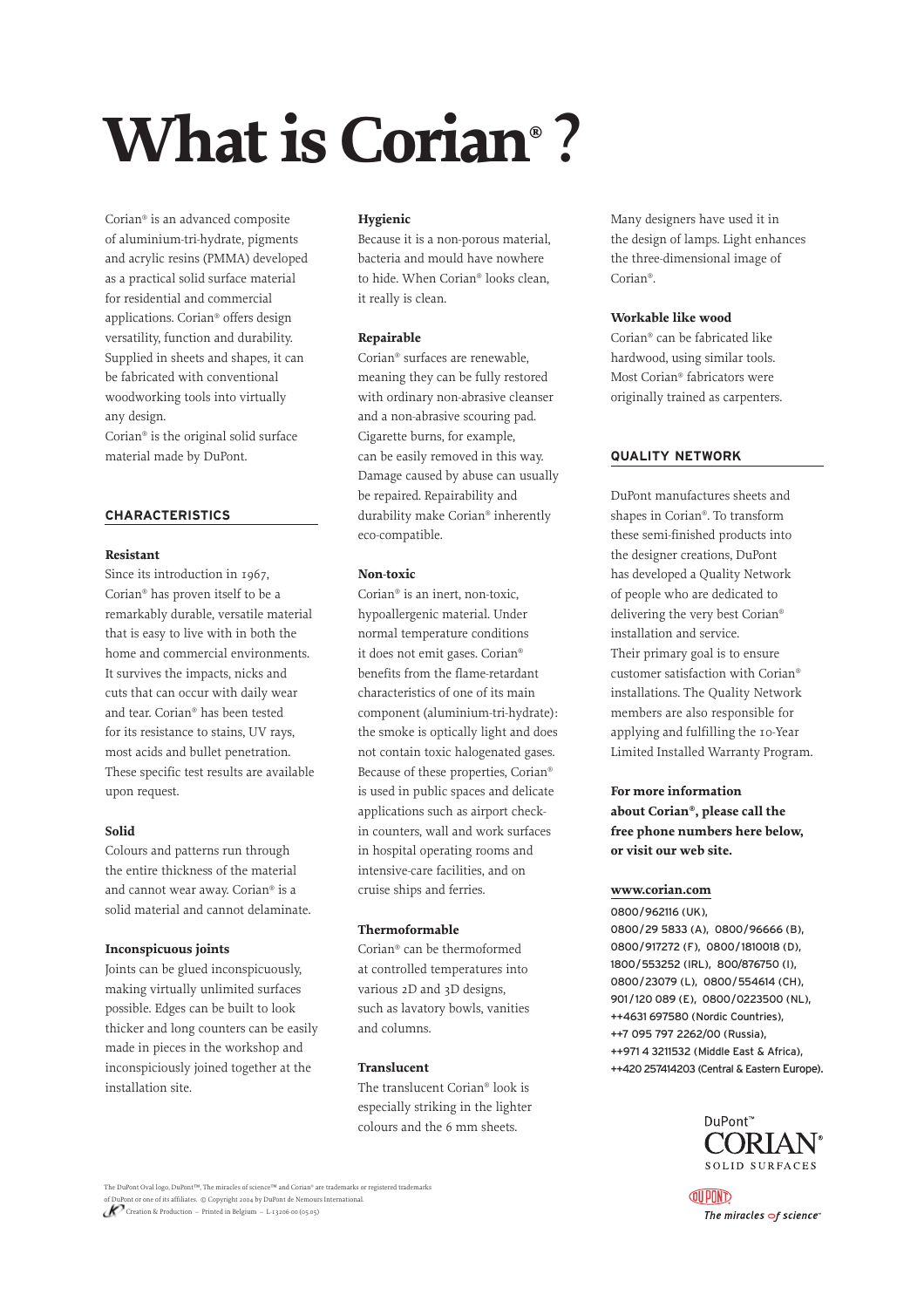# What is Corian® ?

Corian® is an advanced composite of aluminium-tri-hydrate, pigments and acrylic resins (PMMA) developed as a practical solid surface material for residential and commercial applications. Corian® offers design versatility, function and durability. Supplied in sheets and shapes, it can be fabricated with conventional woodworking tools into virtually any design.
Corian® is the original solid surface material made by DuPont.

## CHARACTERISTICS

**Resistant**
Since its introduction in 1967, Corian® has proven itself to be a remarkably durable, versatile material that is easy to live with in both the home and commercial environments. It survives the impacts, nicks and cuts that can occur with daily wear and tear. Corian® has been tested for its resistance to stains, UV rays, most acids and bullet penetration. These specific test results are available upon request.

**Solid**
Colours and patterns run through the entire thickness of the material and cannot wear away. Corian® is a solid material and cannot delaminate.

**Inconspicuous joints**
Joints can be glued inconspicuously, making virtually unlimited surfaces possible. Edges can be built to look thicker and long counters can be easily made in pieces in the workshop and inconspicuously joined together at the installation site.

**Hygienic**
Because it is a non-porous material, bacteria and mould have nowhere to hide. When Corian® looks clean, it really is clean.

**Repairable**
Corian® surfaces are renewable, meaning they can be fully restored with ordinary non-abrasive cleanser and a non-abrasive scouring pad. Cigarette burns, for example, can be easily removed in this way. Damage caused by abuse can usually be repaired. Repairability and durability make Corian® inherently eco-compatible.

**Non-toxic**
Corian® is an inert, non-toxic, hypoallergenic material. Under normal temperature conditions it does not emit gases. Corian® benefits from the flame-retardant characteristics of one of its main component (aluminium-tri-hydrate): the smoke is optically light and does not contain toxic halogenated gases. Because of these properties, Corian® is used in public spaces and delicate applications such as airport check-in counters, wall and work surfaces in hospital operating rooms and intensive-care facilities, and on cruise ships and ferries.

**Thermoformable**
Corian® can be thermoformed at controlled temperatures into various 2D and 3D designs, such as lavatory bowls, vanities and columns.

**Translucent**
The translucent Corian® look is especially striking in the lighter colours and the 6 mm sheets. Many designers have used it in the design of lamps. Light enhances the three-dimensional image of Corian®.

**Workable like wood**
Corian® can be fabricated like hardwood, using similar tools. Most Corian® fabricators were originally trained as carpenters.

## QUALITY NETWORK

DuPont manufactures sheets and shapes in Corian®. To transform these semi-finished products into the designer creations, DuPont has developed a Quality Network of people who are dedicated to delivering the very best Corian® installation and service.
Their primary goal is to ensure customer satisfaction with Corian® installations. The Quality Network members are also responsible for applying and fulfilling the 10-Year Limited Installed Warranty Program.

**For more information about Corian®, please call the free phone numbers here below, or visit our web site.**

www.corian.com

0800/962116 (UK),
0800/29 5833 (A), 0800/96666 (B),
0800/917272 (F), 0800/1810018 (D),
1800/553252 (IRL), 800/876750 (I),
0800/23079 (L), 0800/554614 (CH),
901/120 089 (E), 0800/0223500 (NL),
++4631 697580 (Nordic Countries),
++7 095 797 2262/00 (Russia),
++971 4 3211532 (Middle East & Africa),
++420 257414203 (Central & Eastern Europe).

DuPont™ CORIAN® SOLID SURFACES

DUPONT The miracles of science™

The DuPont Oval logo, DuPont™, The miracles of science™ and Corian® are trademarks or registered trademarks of DuPont or one of its affiliates. © Copyright 2004 by DuPont de Nemours International.
Creation & Production – Printed in Belgium – L-13206-00 (05.05)